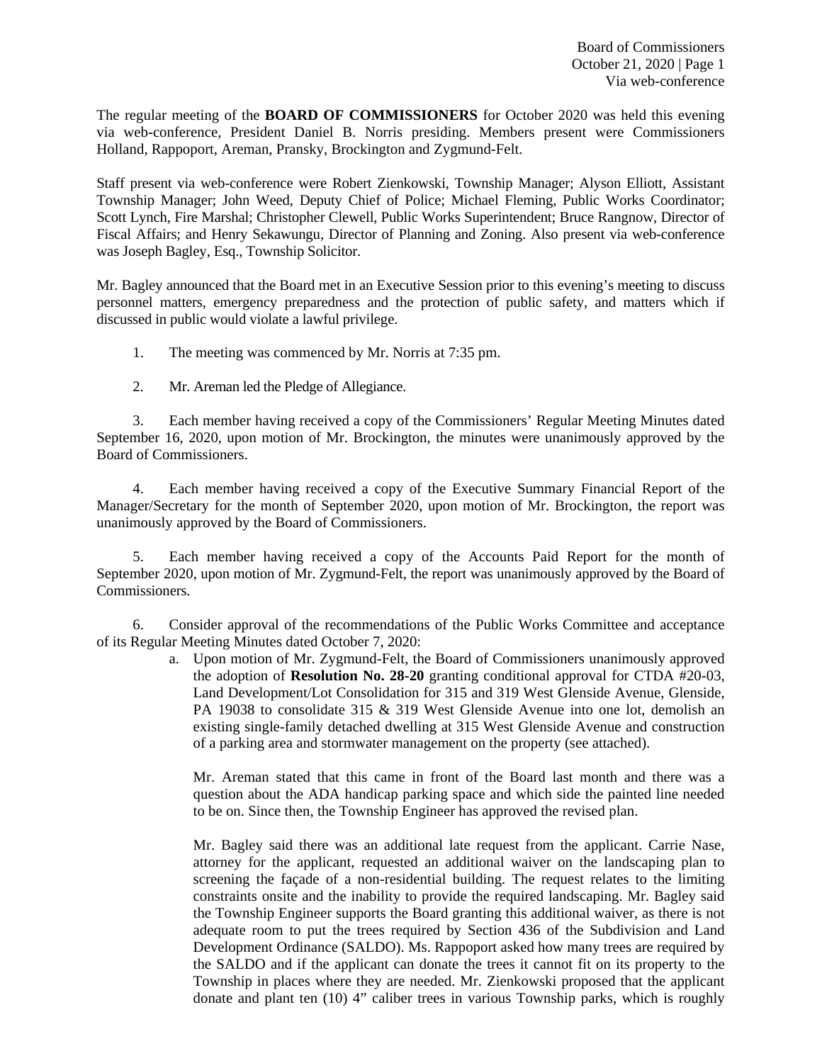The regular meeting of the **BOARD OF COMMISSIONERS** for October 2020 was held this evening via web-conference, President Daniel B. Norris presiding. Members present were Commissioners Holland, Rappoport, Areman, Pransky, Brockington and Zygmund-Felt.

Staff present via web-conference were Robert Zienkowski, Township Manager; Alyson Elliott, Assistant Township Manager; John Weed, Deputy Chief of Police; Michael Fleming, Public Works Coordinator; Scott Lynch, Fire Marshal; Christopher Clewell, Public Works Superintendent; Bruce Rangnow, Director of Fiscal Affairs; and Henry Sekawungu, Director of Planning and Zoning. Also present via web-conference was Joseph Bagley, Esq., Township Solicitor.

Mr. Bagley announced that the Board met in an Executive Session prior to this evening's meeting to discuss personnel matters, emergency preparedness and the protection of public safety, and matters which if discussed in public would violate a lawful privilege.

1. The meeting was commenced by Mr. Norris at 7:35 pm.

2. Mr. Areman led the Pledge of Allegiance.

3. Each member having received a copy of the Commissioners' Regular Meeting Minutes dated September 16, 2020, upon motion of Mr. Brockington, the minutes were unanimously approved by the Board of Commissioners.

4. Each member having received a copy of the Executive Summary Financial Report of the Manager/Secretary for the month of September 2020, upon motion of Mr. Brockington, the report was unanimously approved by the Board of Commissioners.

5. Each member having received a copy of the Accounts Paid Report for the month of September 2020, upon motion of Mr. Zygmund-Felt, the report was unanimously approved by the Board of Commissioners.

6. Consider approval of the recommendations of the Public Works Committee and acceptance of its Regular Meeting Minutes dated October 7, 2020:

   a. Upon motion of Mr. Zygmund-Felt, the Board of Commissioners unanimously approved the adoption of **Resolution No. 28-20** granting conditional approval for CTDA #20-03, Land Development/Lot Consolidation for 315 and 319 West Glenside Avenue, Glenside, PA 19038 to consolidate 315 & 319 West Glenside Avenue into one lot, demolish an existing single-family detached dwelling at 315 West Glenside Avenue and construction of a parking area and stormwater management on the property (see attached).

   Mr. Areman stated that this came in front of the Board last month and there was a question about the ADA handicap parking space and which side the painted line needed to be on. Since then, the Township Engineer has approved the revised plan.

   Mr. Bagley said there was an additional late request from the applicant. Carrie Nase, attorney for the applicant, requested an additional waiver on the landscaping plan to screening the façade of a non-residential building. The request relates to the limiting constraints onsite and the inability to provide the required landscaping. Mr. Bagley said the Township Engineer supports the Board granting this additional waiver, as there is not adequate room to put the trees required by Section 436 of the Subdivision and Land Development Ordinance (SALDO). Ms. Rappoport asked how many trees are required by the SALDO and if the applicant can donate the trees it cannot fit on its property to the Township in places where they are needed. Mr. Zienkowski proposed that the applicant donate and plant ten (10) 4" caliber trees in various Township parks, which is roughly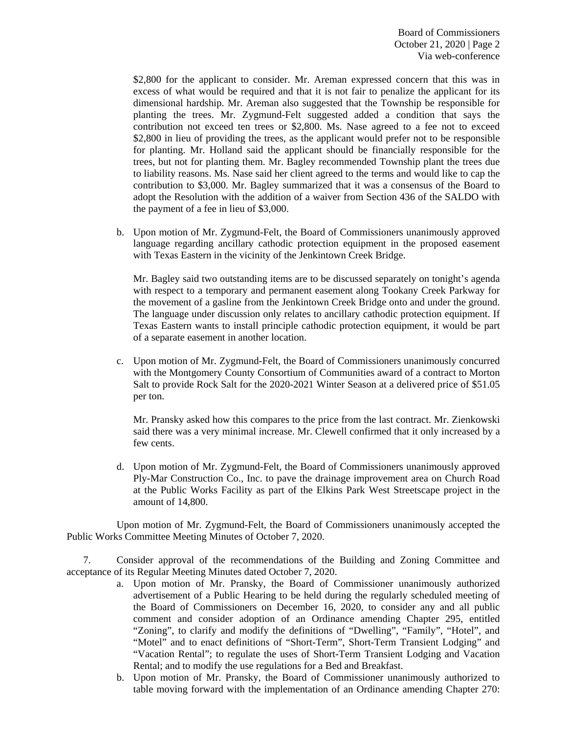$2,800 for the applicant to consider. Mr. Areman expressed concern that this was in excess of what would be required and that it is not fair to penalize the applicant for its dimensional hardship. Mr. Areman also suggested that the Township be responsible for planting the trees. Mr. Zygmund-Felt suggested added a condition that says the contribution not exceed ten trees or $2,800. Ms. Nase agreed to a fee not to exceed $2,800 in lieu of providing the trees, as the applicant would prefer not to be responsible for planting. Mr. Holland said the applicant should be financially responsible for the trees, but not for planting them. Mr. Bagley recommended Township plant the trees due to liability reasons. Ms. Nase said her client agreed to the terms and would like to cap the contribution to $3,000. Mr. Bagley summarized that it was a consensus of the Board to adopt the Resolution with the addition of a waiver from Section 436 of the SALDO with the payment of a fee in lieu of $3,000.

b. Upon motion of Mr. Zygmund-Felt, the Board of Commissioners unanimously approved language regarding ancillary cathodic protection equipment in the proposed easement with Texas Eastern in the vicinity of the Jenkintown Creek Bridge.

   Mr. Bagley said two outstanding items are to be discussed separately on tonight's agenda with respect to a temporary and permanent easement along Tookany Creek Parkway for the movement of a gasline from the Jenkintown Creek Bridge onto and under the ground. The language under discussion only relates to ancillary cathodic protection equipment. If Texas Eastern wants to install principle cathodic protection equipment, it would be part of a separate easement in another location.

c. Upon motion of Mr. Zygmund-Felt, the Board of Commissioners unanimously concurred with the Montgomery County Consortium of Communities award of a contract to Morton Salt to provide Rock Salt for the 2020-2021 Winter Season at a delivered price of $51.05 per ton.

   Mr. Pransky asked how this compares to the price from the last contract. Mr. Zienkowski said there was a very minimal increase. Mr. Clewell confirmed that it only increased by a few cents.

d. Upon motion of Mr. Zygmund-Felt, the Board of Commissioners unanimously approved Ply-Mar Construction Co., Inc. to pave the drainage improvement area on Church Road at the Public Works Facility as part of the Elkins Park West Streetscape project in the amount of 14,800.

Upon motion of Mr. Zygmund-Felt, the Board of Commissioners unanimously accepted the Public Works Committee Meeting Minutes of October 7, 2020.

7. Consider approval of the recommendations of the Building and Zoning Committee and acceptance of its Regular Meeting Minutes dated October 7, 2020.

a. Upon motion of Mr. Pransky, the Board of Commissioner unanimously authorized advertisement of a Public Hearing to be held during the regularly scheduled meeting of the Board of Commissioners on December 16, 2020, to consider any and all public comment and consider adoption of an Ordinance amending Chapter 295, entitled "Zoning", to clarify and modify the definitions of "Dwelling", "Family", "Hotel", and "Motel" and to enact definitions of "Short-Term", Short-Term Transient Lodging" and "Vacation Rental"; to regulate the uses of Short-Term Transient Lodging and Vacation Rental; and to modify the use regulations for a Bed and Breakfast.

b. Upon motion of Mr. Pransky, the Board of Commissioner unanimously authorized to table moving forward with the implementation of an Ordinance amending Chapter 270: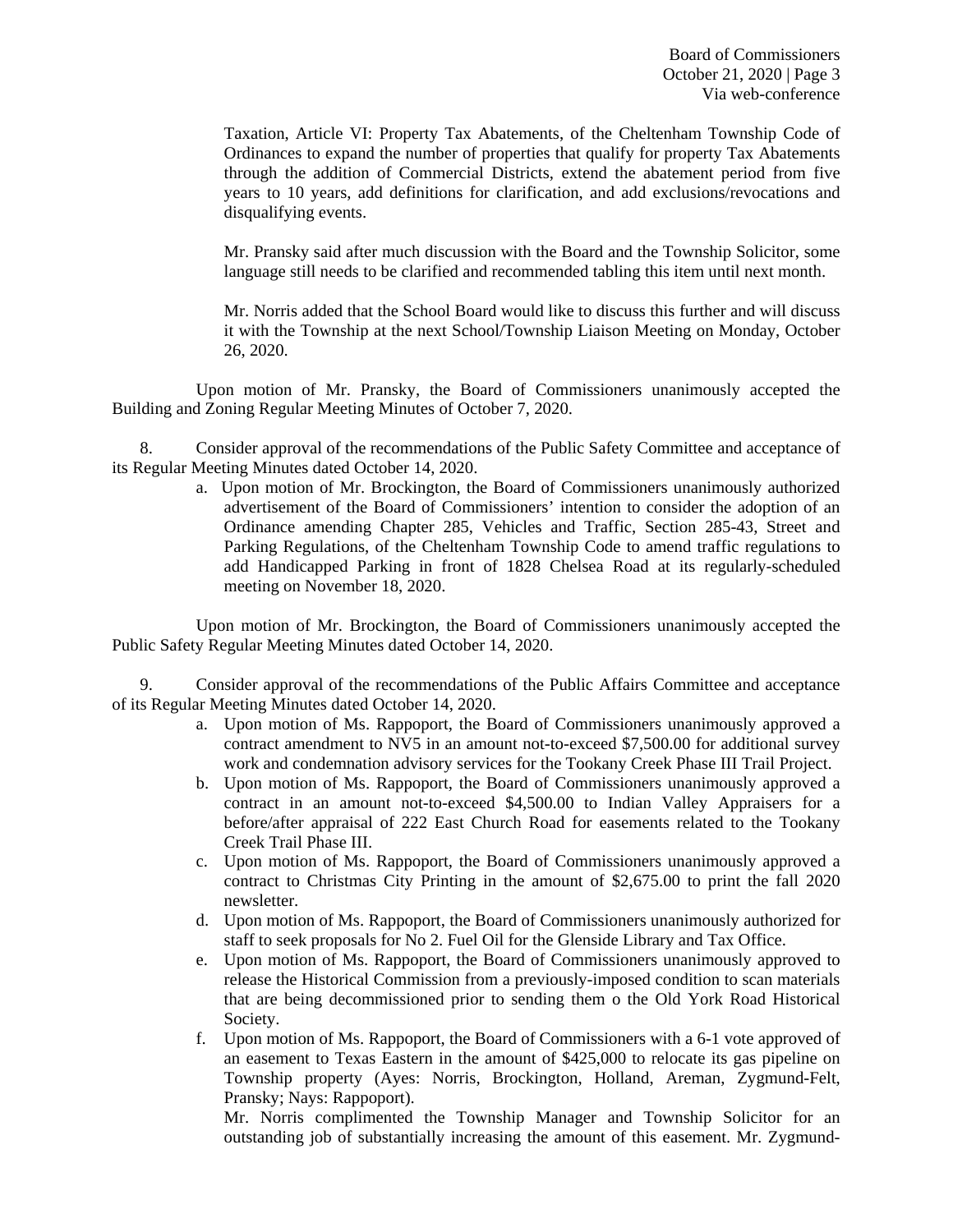Taxation, Article VI: Property Tax Abatements, of the Cheltenham Township Code of Ordinances to expand the number of properties that qualify for property Tax Abatements through the addition of Commercial Districts, extend the abatement period from five years to 10 years, add definitions for clarification, and add exclusions/revocations and disqualifying events.

Mr. Pransky said after much discussion with the Board and the Township Solicitor, some language still needs to be clarified and recommended tabling this item until next month.

Mr. Norris added that the School Board would like to discuss this further and will discuss it with the Township at the next School/Township Liaison Meeting on Monday, October 26, 2020.

Upon motion of Mr. Pransky, the Board of Commissioners unanimously accepted the Building and Zoning Regular Meeting Minutes of October 7, 2020.

8. Consider approval of the recommendations of the Public Safety Committee and acceptance of its Regular Meeting Minutes dated October 14, 2020.

   a. Upon motion of Mr. Brockington, the Board of Commissioners unanimously authorized advertisement of the Board of Commissioners' intention to consider the adoption of an Ordinance amending Chapter 285, Vehicles and Traffic, Section 285-43, Street and Parking Regulations, of the Cheltenham Township Code to amend traffic regulations to add Handicapped Parking in front of 1828 Chelsea Road at its regularly-scheduled meeting on November 18, 2020.

Upon motion of Mr. Brockington, the Board of Commissioners unanimously accepted the Public Safety Regular Meeting Minutes dated October 14, 2020.

9. Consider approval of the recommendations of the Public Affairs Committee and acceptance of its Regular Meeting Minutes dated October 14, 2020.

   a. Upon motion of Ms. Rappoport, the Board of Commissioners unanimously approved a contract amendment to NV5 in an amount not-to-exceed $7,500.00 for additional survey work and condemnation advisory services for the Tookany Creek Phase III Trail Project.
   b. Upon motion of Ms. Rappoport, the Board of Commissioners unanimously approved a contract in an amount not-to-exceed $4,500.00 to Indian Valley Appraisers for a before/after appraisal of 222 East Church Road for easements related to the Tookany Creek Trail Phase III.
   c. Upon motion of Ms. Rappoport, the Board of Commissioners unanimously approved a contract to Christmas City Printing in the amount of $2,675.00 to print the fall 2020 newsletter.
   d. Upon motion of Ms. Rappoport, the Board of Commissioners unanimously authorized for staff to seek proposals for No 2. Fuel Oil for the Glenside Library and Tax Office.
   e. Upon motion of Ms. Rappoport, the Board of Commissioners unanimously approved to release the Historical Commission from a previously-imposed condition to scan materials that are being decommissioned prior to sending them o the Old York Road Historical Society.
   f. Upon motion of Ms. Rappoport, the Board of Commissioners with a 6-1 vote approved of an easement to Texas Eastern in the amount of $425,000 to relocate its gas pipeline on Township property (Ayes: Norris, Brockington, Holland, Areman, Zygmund-Felt, Pransky; Nays: Rappoport).

      Mr. Norris complimented the Township Manager and Township Solicitor for an outstanding job of substantially increasing the amount of this easement. Mr. Zygmund-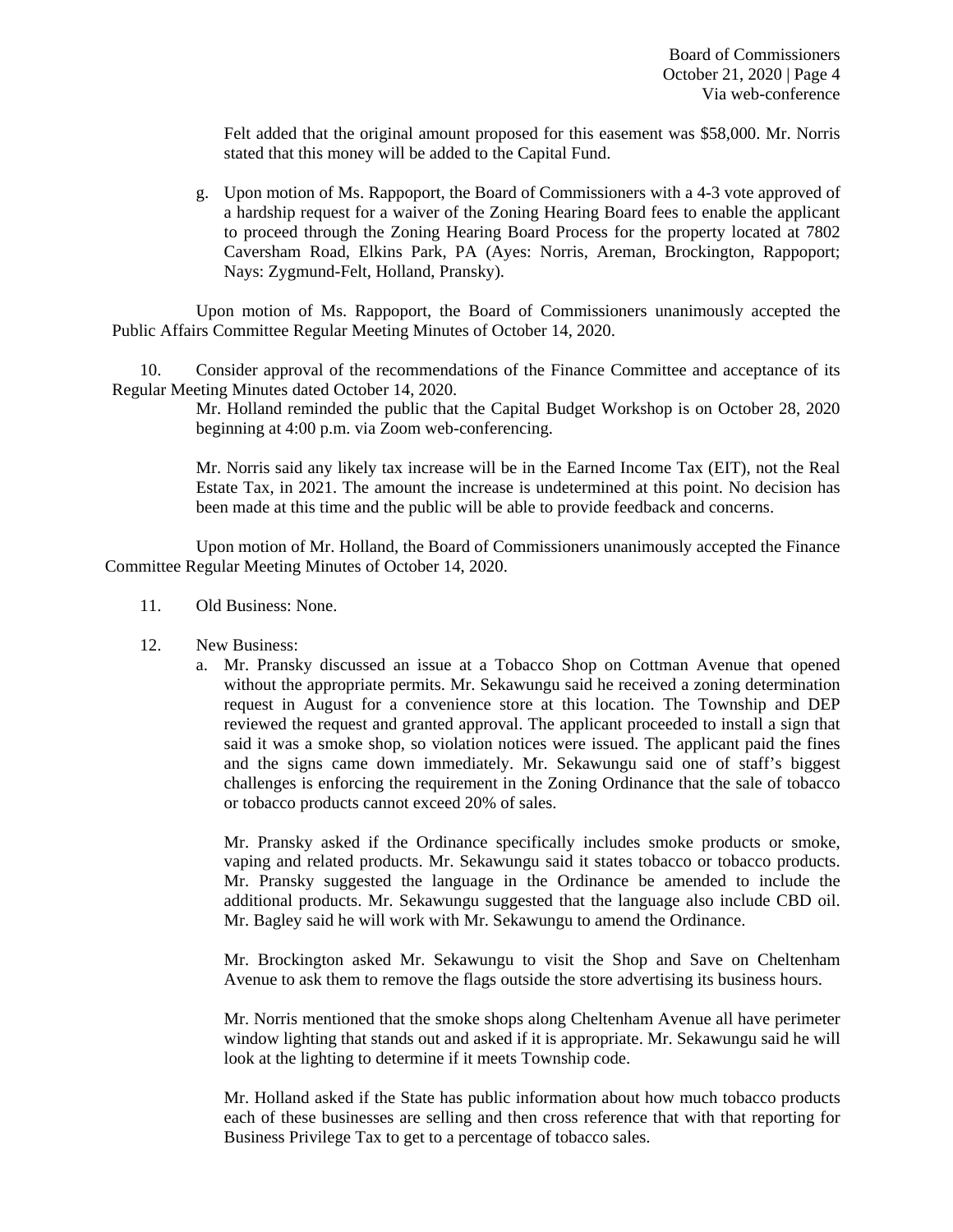Felt added that the original amount proposed for this easement was $58,000. Mr. Norris stated that this money will be added to the Capital Fund.

g. Upon motion of Ms. Rappoport, the Board of Commissioners with a 4-3 vote approved of a hardship request for a waiver of the Zoning Hearing Board fees to enable the applicant to proceed through the Zoning Hearing Board Process for the property located at 7802 Caversham Road, Elkins Park, PA (Ayes: Norris, Areman, Brockington, Rappoport; Nays: Zygmund-Felt, Holland, Pransky).

Upon motion of Ms. Rappoport, the Board of Commissioners unanimously accepted the Public Affairs Committee Regular Meeting Minutes of October 14, 2020.

10. Consider approval of the recommendations of the Finance Committee and acceptance of its Regular Meeting Minutes dated October 14, 2020.

Mr. Holland reminded the public that the Capital Budget Workshop is on October 28, 2020 beginning at 4:00 p.m. via Zoom web-conferencing.

Mr. Norris said any likely tax increase will be in the Earned Income Tax (EIT), not the Real Estate Tax, in 2021. The amount the increase is undetermined at this point. No decision has been made at this time and the public will be able to provide feedback and concerns.

Upon motion of Mr. Holland, the Board of Commissioners unanimously accepted the Finance Committee Regular Meeting Minutes of October 14, 2020.

11. Old Business: None.

12. New Business:

a. Mr. Pransky discussed an issue at a Tobacco Shop on Cottman Avenue that opened without the appropriate permits. Mr. Sekawungu said he received a zoning determination request in August for a convenience store at this location. The Township and DEP reviewed the request and granted approval. The applicant proceeded to install a sign that said it was a smoke shop, so violation notices were issued. The applicant paid the fines and the signs came down immediately. Mr. Sekawungu said one of staff's biggest challenges is enforcing the requirement in the Zoning Ordinance that the sale of tobacco or tobacco products cannot exceed 20% of sales.

Mr. Pransky asked if the Ordinance specifically includes smoke products or smoke, vaping and related products. Mr. Sekawungu said it states tobacco or tobacco products. Mr. Pransky suggested the language in the Ordinance be amended to include the additional products. Mr. Sekawungu suggested that the language also include CBD oil. Mr. Bagley said he will work with Mr. Sekawungu to amend the Ordinance.

Mr. Brockington asked Mr. Sekawungu to visit the Shop and Save on Cheltenham Avenue to ask them to remove the flags outside the store advertising its business hours.

Mr. Norris mentioned that the smoke shops along Cheltenham Avenue all have perimeter window lighting that stands out and asked if it is appropriate. Mr. Sekawungu said he will look at the lighting to determine if it meets Township code.

Mr. Holland asked if the State has public information about how much tobacco products each of these businesses are selling and then cross reference that with that reporting for Business Privilege Tax to get to a percentage of tobacco sales.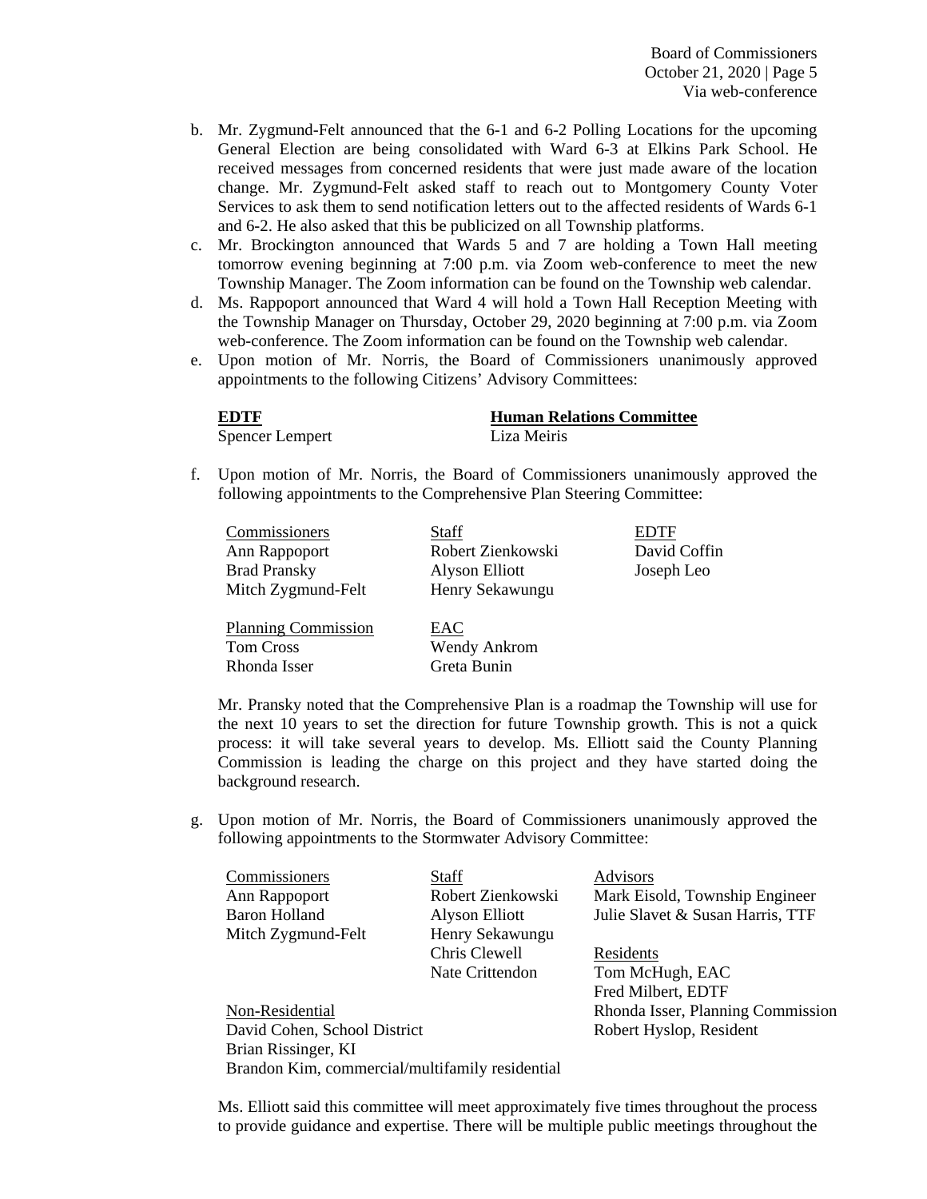b. Mr. Zygmund-Felt announced that the 6-1 and 6-2 Polling Locations for the upcoming General Election are being consolidated with Ward 6-3 at Elkins Park School. He received messages from concerned residents that were just made aware of the location change. Mr. Zygmund-Felt asked staff to reach out to Montgomery County Voter Services to ask them to send notification letters out to the affected residents of Wards 6-1 and 6-2. He also asked that this be publicized on all Township platforms.

c. Mr. Brockington announced that Wards 5 and 7 are holding a Town Hall meeting tomorrow evening beginning at 7:00 p.m. via Zoom web-conference to meet the new Township Manager. The Zoom information can be found on the Township web calendar.

d. Ms. Rappoport announced that Ward 4 will hold a Town Hall Reception Meeting with the Township Manager on Thursday, October 29, 2020 beginning at 7:00 p.m. via Zoom web-conference. The Zoom information can be found on the Township web calendar.

e. Upon motion of Mr. Norris, the Board of Commissioners unanimously approved appointments to the following Citizens' Advisory Committees:

| **EDTF** | **Human Relations Committee** |
|---|---|
| Spencer Lempert | Liza Meiris |

f. Upon motion of Mr. Norris, the Board of Commissioners unanimously approved the following appointments to the Comprehensive Plan Steering Committee:

| Commissioners | Staff | EDTF |
|---|---|---|
| Ann Rappoport | Robert Zienkowski | David Coffin |
| Brad Pransky | Alyson Elliott | Joseph Leo |
| Mitch Zygmund-Felt | Henry Sekawungu | |

| Planning Commission | EAC |
|---|---|
| Tom Cross | Wendy Ankrom |
| Rhonda Isser | Greta Bunin |

Mr. Pransky noted that the Comprehensive Plan is a roadmap the Township will use for the next 10 years to set the direction for future Township growth. This is not a quick process: it will take several years to develop. Ms. Elliott said the County Planning Commission is leading the charge on this project and they have started doing the background research.

g. Upon motion of Mr. Norris, the Board of Commissioners unanimously approved the following appointments to the Stormwater Advisory Committee:

| Commissioners | Staff | Advisors |
|---|---|---|
| Ann Rappoport | Robert Zienkowski | Mark Eisold, Township Engineer |
| Baron Holland | Alyson Elliott | Julie Slavet & Susan Harris, TTF |
| Mitch Zygmund-Felt | Henry Sekawungu | |
| | Chris Clewell | Residents |
| | Nate Crittendon | Tom McHugh, EAC |
| | | Fred Milbert, EDTF |
| Non-Residential | | Rhonda Isser, Planning Commission |
| David Cohen, School District | | Robert Hyslop, Resident |
| Brian Rissinger, KI | | |
| Brandon Kim, commercial/multifamily residential | | |

Ms. Elliott said this committee will meet approximately five times throughout the process to provide guidance and expertise. There will be multiple public meetings throughout the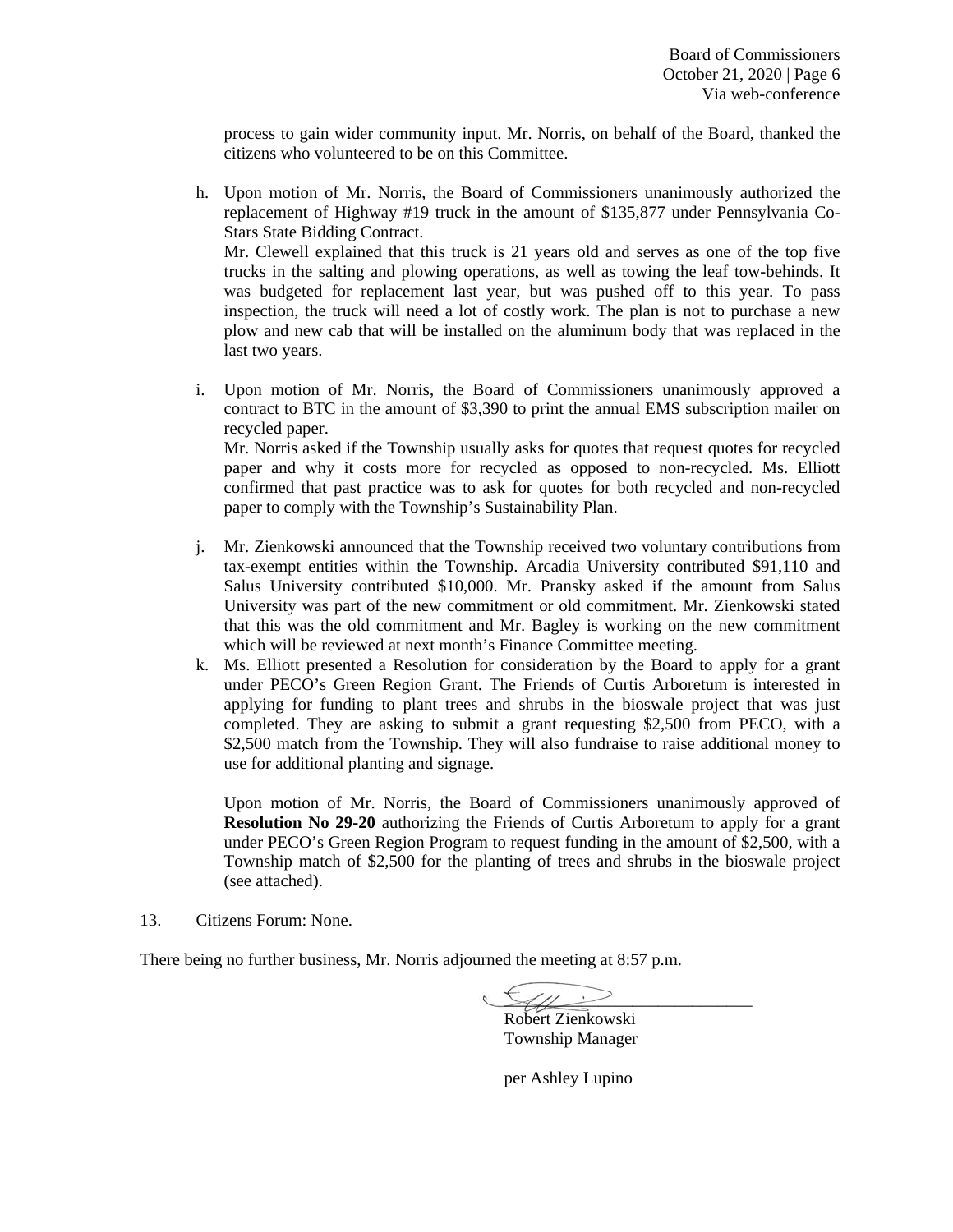process to gain wider community input. Mr. Norris, on behalf of the Board, thanked the citizens who volunteered to be on this Committee.

h. Upon motion of Mr. Norris, the Board of Commissioners unanimously authorized the replacement of Highway #19 truck in the amount of $135,877 under Pennsylvania Co-Stars State Bidding Contract.
   Mr. Clewell explained that this truck is 21 years old and serves as one of the top five trucks in the salting and plowing operations, as well as towing the leaf tow-behinds. It was budgeted for replacement last year, but was pushed off to this year. To pass inspection, the truck will need a lot of costly work. The plan is not to purchase a new plow and new cab that will be installed on the aluminum body that was replaced in the last two years.

i. Upon motion of Mr. Norris, the Board of Commissioners unanimously approved a contract to BTC in the amount of $3,390 to print the annual EMS subscription mailer on recycled paper.
   Mr. Norris asked if the Township usually asks for quotes that request quotes for recycled paper and why it costs more for recycled as opposed to non-recycled. Ms. Elliott confirmed that past practice was to ask for quotes for both recycled and non-recycled paper to comply with the Township's Sustainability Plan.

j. Mr. Zienkowski announced that the Township received two voluntary contributions from tax-exempt entities within the Township. Arcadia University contributed $91,110 and Salus University contributed $10,000. Mr. Pransky asked if the amount from Salus University was part of the new commitment or old commitment. Mr. Zienkowski stated that this was the old commitment and Mr. Bagley is working on the new commitment which will be reviewed at next month's Finance Committee meeting.

k. Ms. Elliott presented a Resolution for consideration by the Board to apply for a grant under PECO's Green Region Grant. The Friends of Curtis Arboretum is interested in applying for funding to plant trees and shrubs in the bioswale project that was just completed. They are asking to submit a grant requesting $2,500 from PECO, with a $2,500 match from the Township. They will also fundraise to raise additional money to use for additional planting and signage.

   Upon motion of Mr. Norris, the Board of Commissioners unanimously approved of **Resolution No 29-20** authorizing the Friends of Curtis Arboretum to apply for a grant under PECO's Green Region Program to request funding in the amount of $2,500, with a Township match of $2,500 for the planting of trees and shrubs in the bioswale project (see attached).

13. Citizens Forum: None.

There being no further business, Mr. Norris adjourned the meeting at 8:57 p.m.

Robert Zienkowski
Township Manager

per Ashley Lupino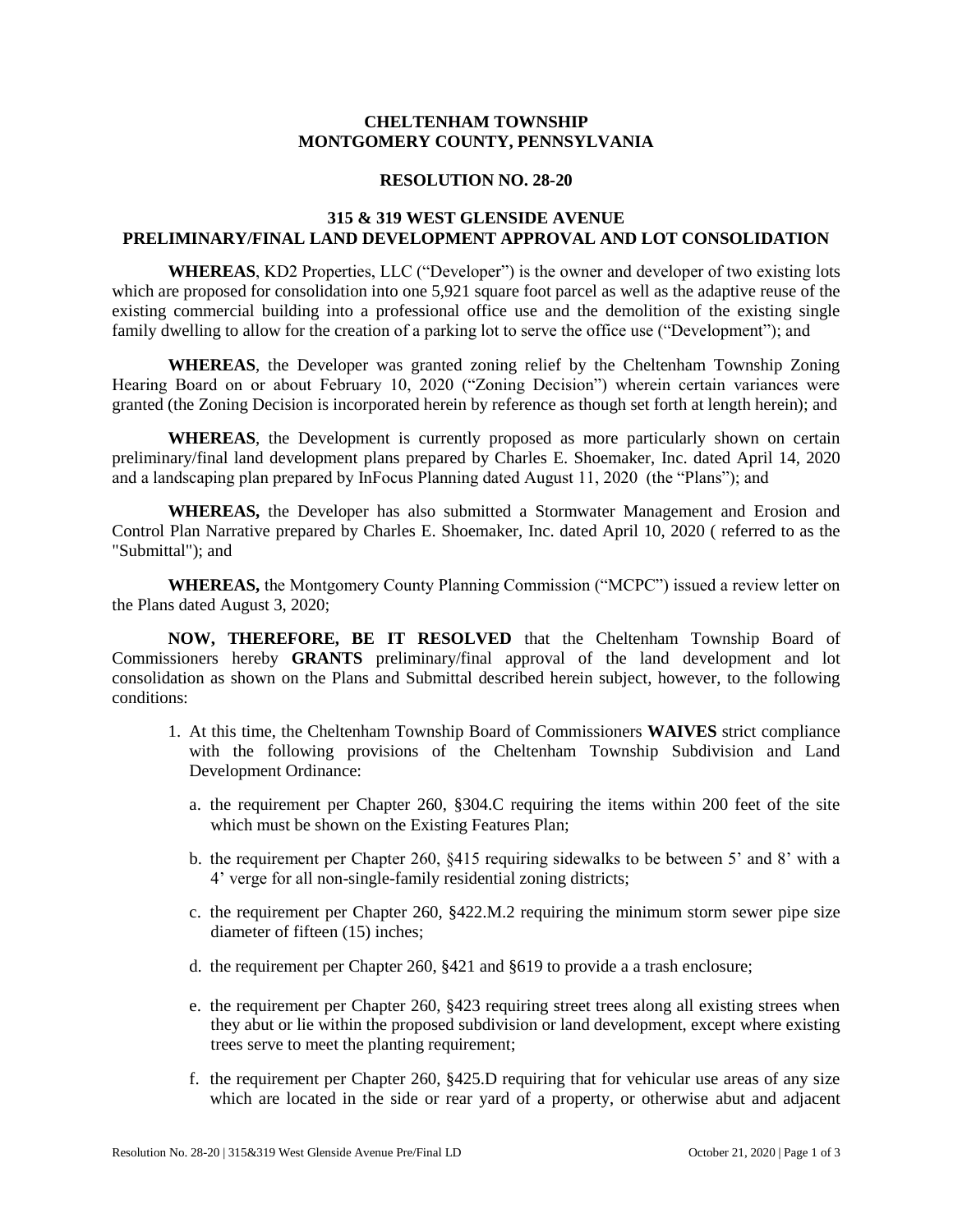**CHELTENHAM TOWNSHIP**
**MONTGOMERY COUNTY, PENNSYLVANIA**

**RESOLUTION NO. 28-20**

**315 & 319 WEST GLENSIDE AVENUE**
**PRELIMINARY/FINAL LAND DEVELOPMENT APPROVAL AND LOT CONSOLIDATION**

**WHEREAS**, KD2 Properties, LLC ("Developer") is the owner and developer of two existing lots which are proposed for consolidation into one 5,921 square foot parcel as well as the adaptive reuse of the existing commercial building into a professional office use and the demolition of the existing single family dwelling to allow for the creation of a parking lot to serve the office use ("Development"); and

**WHEREAS**, the Developer was granted zoning relief by the Cheltenham Township Zoning Hearing Board on or about February 10, 2020 ("Zoning Decision") wherein certain variances were granted (the Zoning Decision is incorporated herein by reference as though set forth at length herein); and

**WHEREAS**, the Development is currently proposed as more particularly shown on certain preliminary/final land development plans prepared by Charles E. Shoemaker, Inc. dated April 14, 2020 and a landscaping plan prepared by InFocus Planning dated August 11, 2020 (the "Plans"); and

**WHEREAS,** the Developer has also submitted a Stormwater Management and Erosion and Control Plan Narrative prepared by Charles E. Shoemaker, Inc. dated April 10, 2020 ( referred to as the "Submittal"); and

**WHEREAS,** the Montgomery County Planning Commission ("MCPC") issued a review letter on the Plans dated August 3, 2020;

**NOW, THEREFORE, BE IT RESOLVED** that the Cheltenham Township Board of Commissioners hereby **GRANTS** preliminary/final approval of the land development and lot consolidation as shown on the Plans and Submittal described herein subject, however, to the following conditions:

1. At this time, the Cheltenham Township Board of Commissioners **WAIVES** strict compliance with the following provisions of the Cheltenham Township Subdivision and Land Development Ordinance:

   a. the requirement per Chapter 260, §304.C requiring the items within 200 feet of the site which must be shown on the Existing Features Plan;

   b. the requirement per Chapter 260, §415 requiring sidewalks to be between 5' and 8' with a 4' verge for all non-single-family residential zoning districts;

   c. the requirement per Chapter 260, §422.M.2 requiring the minimum storm sewer pipe size diameter of fifteen (15) inches;

   d. the requirement per Chapter 260, §421 and §619 to provide a a trash enclosure;

   e. the requirement per Chapter 260, §423 requiring street trees along all existing strees when they abut or lie within the proposed subdivision or land development, except where existing trees serve to meet the planting requirement;

   f. the requirement per Chapter 260, §425.D requiring that for vehicular use areas of any size which are located in the side or rear yard of a property, or otherwise abut and adjacent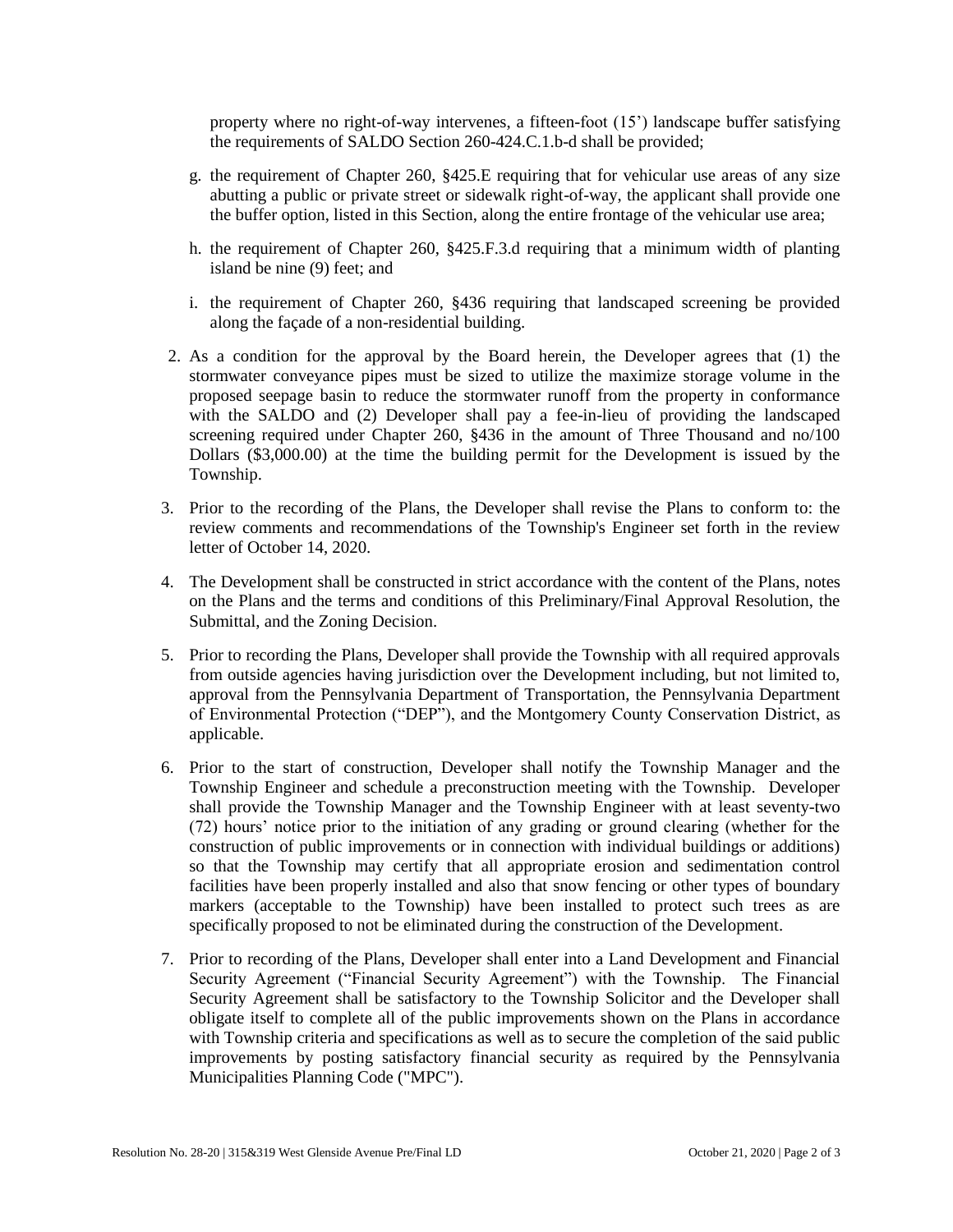property where no right-of-way intervenes, a fifteen-foot (15') landscape buffer satisfying the requirements of SALDO Section 260-424.C.1.b-d shall be provided;

g. the requirement of Chapter 260, §425.E requiring that for vehicular use areas of any size abutting a public or private street or sidewalk right-of-way, the applicant shall provide one the buffer option, listed in this Section, along the entire frontage of the vehicular use area;

h. the requirement of Chapter 260, §425.F.3.d requiring that a minimum width of planting island be nine (9) feet; and

i. the requirement of Chapter 260, §436 requiring that landscaped screening be provided along the façade of a non-residential building.

2. As a condition for the approval by the Board herein, the Developer agrees that (1) the stormwater conveyance pipes must be sized to utilize the maximize storage volume in the proposed seepage basin to reduce the stormwater runoff from the property in conformance with the SALDO and (2) Developer shall pay a fee-in-lieu of providing the landscaped screening required under Chapter 260, §436 in the amount of Three Thousand and no/100 Dollars ($3,000.00) at the time the building permit for the Development is issued by the Township.

3. Prior to the recording of the Plans, the Developer shall revise the Plans to conform to: the review comments and recommendations of the Township's Engineer set forth in the review letter of October 14, 2020.

4. The Development shall be constructed in strict accordance with the content of the Plans, notes on the Plans and the terms and conditions of this Preliminary/Final Approval Resolution, the Submittal, and the Zoning Decision.

5. Prior to recording the Plans, Developer shall provide the Township with all required approvals from outside agencies having jurisdiction over the Development including, but not limited to, approval from the Pennsylvania Department of Transportation, the Pennsylvania Department of Environmental Protection ("DEP"), and the Montgomery County Conservation District, as applicable.

6. Prior to the start of construction, Developer shall notify the Township Manager and the Township Engineer and schedule a preconstruction meeting with the Township. Developer shall provide the Township Manager and the Township Engineer with at least seventy-two (72) hours' notice prior to the initiation of any grading or ground clearing (whether for the construction of public improvements or in connection with individual buildings or additions) so that the Township may certify that all appropriate erosion and sedimentation control facilities have been properly installed and also that snow fencing or other types of boundary markers (acceptable to the Township) have been installed to protect such trees as are specifically proposed to not be eliminated during the construction of the Development.

7. Prior to recording of the Plans, Developer shall enter into a Land Development and Financial Security Agreement ("Financial Security Agreement") with the Township. The Financial Security Agreement shall be satisfactory to the Township Solicitor and the Developer shall obligate itself to complete all of the public improvements shown on the Plans in accordance with Township criteria and specifications as well as to secure the completion of the said public improvements by posting satisfactory financial security as required by the Pennsylvania Municipalities Planning Code ("MPC").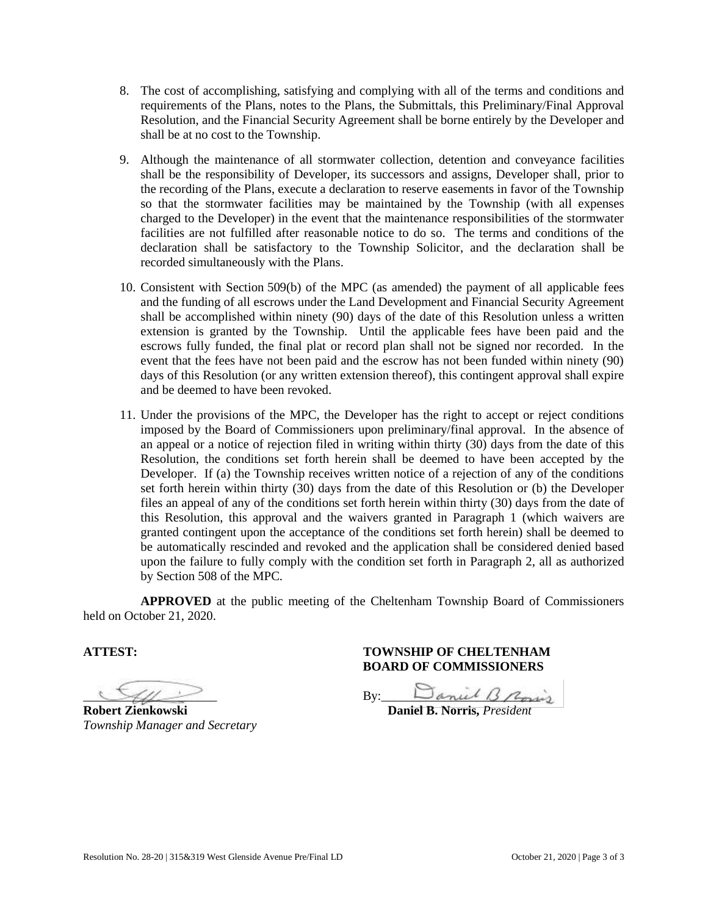8. The cost of accomplishing, satisfying and complying with all of the terms and conditions and requirements of the Plans, notes to the Plans, the Submittals, this Preliminary/Final Approval Resolution, and the Financial Security Agreement shall be borne entirely by the Developer and shall be at no cost to the Township.

9. Although the maintenance of all stormwater collection, detention and conveyance facilities shall be the responsibility of Developer, its successors and assigns, Developer shall, prior to the recording of the Plans, execute a declaration to reserve easements in favor of the Township so that the stormwater facilities may be maintained by the Township (with all expenses charged to the Developer) in the event that the maintenance responsibilities of the stormwater facilities are not fulfilled after reasonable notice to do so. The terms and conditions of the declaration shall be satisfactory to the Township Solicitor, and the declaration shall be recorded simultaneously with the Plans.

10. Consistent with Section 509(b) of the MPC (as amended) the payment of all applicable fees and the funding of all escrows under the Land Development and Financial Security Agreement shall be accomplished within ninety (90) days of the date of this Resolution unless a written extension is granted by the Township. Until the applicable fees have been paid and the escrows fully funded, the final plat or record plan shall not be signed nor recorded. In the event that the fees have not been paid and the escrow has not been funded within ninety (90) days of this Resolution (or any written extension thereof), this contingent approval shall expire and be deemed to have been revoked.

11. Under the provisions of the MPC, the Developer has the right to accept or reject conditions imposed by the Board of Commissioners upon preliminary/final approval. In the absence of an appeal or a notice of rejection filed in writing within thirty (30) days from the date of this Resolution, the conditions set forth herein shall be deemed to have been accepted by the Developer. If (a) the Township receives written notice of a rejection of any of the conditions set forth herein within thirty (30) days from the date of this Resolution or (b) the Developer files an appeal of any of the conditions set forth herein within thirty (30) days from the date of this Resolution, this approval and the waivers granted in Paragraph 1 (which waivers are granted contingent upon the acceptance of the conditions set forth herein) shall be deemed to be automatically rescinded and revoked and the application shall be considered denied based upon the failure to fully comply with the condition set forth in Paragraph 2, all as authorized by Section 508 of the MPC.

**APPROVED** at the public meeting of the Cheltenham Township Board of Commissioners held on October 21, 2020.

**ATTEST:**

**Robert Zienkowski**
*Township Manager and Secretary*

**TOWNSHIP OF CHELTENHAM BOARD OF COMMISSIONERS**

By: Daniel B. Norris

**Daniel B. Norris,** *President*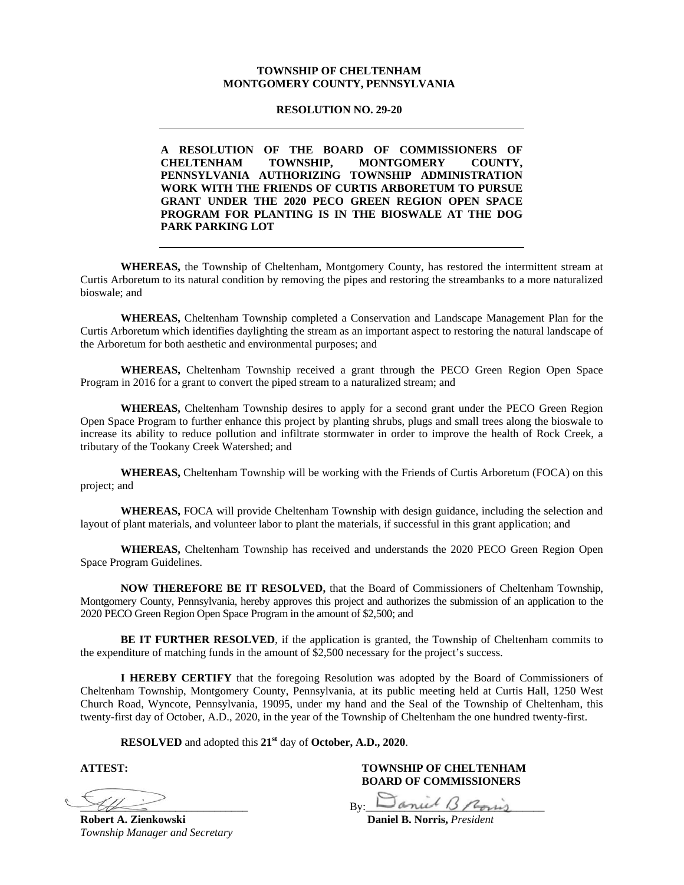**TOWNSHIP OF CHELTENHAM**
**MONTGOMERY COUNTY, PENNSYLVANIA**

**RESOLUTION NO. 29-20**

---

**A RESOLUTION OF THE BOARD OF COMMISSIONERS OF CHELTENHAM TOWNSHIP, MONTGOMERY COUNTY, PENNSYLVANIA AUTHORIZING TOWNSHIP ADMINISTRATION WORK WITH THE FRIENDS OF CURTIS ARBORETUM TO PURSUE GRANT UNDER THE 2020 PECO GREEN REGION OPEN SPACE PROGRAM FOR PLANTING IS IN THE BIOSWALE AT THE DOG PARK PARKING LOT**

---

**WHEREAS,** the Township of Cheltenham, Montgomery County, has restored the intermittent stream at Curtis Arboretum to its natural condition by removing the pipes and restoring the streambanks to a more naturalized bioswale; and

**WHEREAS,** Cheltenham Township completed a Conservation and Landscape Management Plan for the Curtis Arboretum which identifies daylighting the stream as an important aspect to restoring the natural landscape of the Arboretum for both aesthetic and environmental purposes; and

**WHEREAS,** Cheltenham Township received a grant through the PECO Green Region Open Space Program in 2016 for a grant to convert the piped stream to a naturalized stream; and

**WHEREAS,** Cheltenham Township desires to apply for a second grant under the PECO Green Region Open Space Program to further enhance this project by planting shrubs, plugs and small trees along the bioswale to increase its ability to reduce pollution and infiltrate stormwater in order to improve the health of Rock Creek, a tributary of the Tookany Creek Watershed; and

**WHEREAS,** Cheltenham Township will be working with the Friends of Curtis Arboretum (FOCA) on this project; and

**WHEREAS,** FOCA will provide Cheltenham Township with design guidance, including the selection and layout of plant materials, and volunteer labor to plant the materials, if successful in this grant application; and

**WHEREAS,** Cheltenham Township has received and understands the 2020 PECO Green Region Open Space Program Guidelines.

**NOW THEREFORE BE IT RESOLVED,** that the Board of Commissioners of Cheltenham Township, Montgomery County, Pennsylvania, hereby approves this project and authorizes the submission of an application to the 2020 PECO Green Region Open Space Program in the amount of $2,500; and

**BE IT FURTHER RESOLVED**, if the application is granted, the Township of Cheltenham commits to the expenditure of matching funds in the amount of $2,500 necessary for the project's success.

**I HEREBY CERTIFY** that the foregoing Resolution was adopted by the Board of Commissioners of Cheltenham Township, Montgomery County, Pennsylvania, at its public meeting held at Curtis Hall, 1250 West Church Road, Wyncote, Pennsylvania, 19095, under my hand and the Seal of the Township of Cheltenham, this twenty-first day of October, A.D., 2020, in the year of the Township of Cheltenham the one hundred twenty-first.

**RESOLVED** and adopted this **21st** day of **October, A.D., 2020**.

**ATTEST:**

______________________________
**Robert A. Zienkowski**
*Township Manager and Secretary*

**TOWNSHIP OF CHELTENHAM**
**BOARD OF COMMISSIONERS**

By: ______________________________
**Daniel B. Norris,** *President*